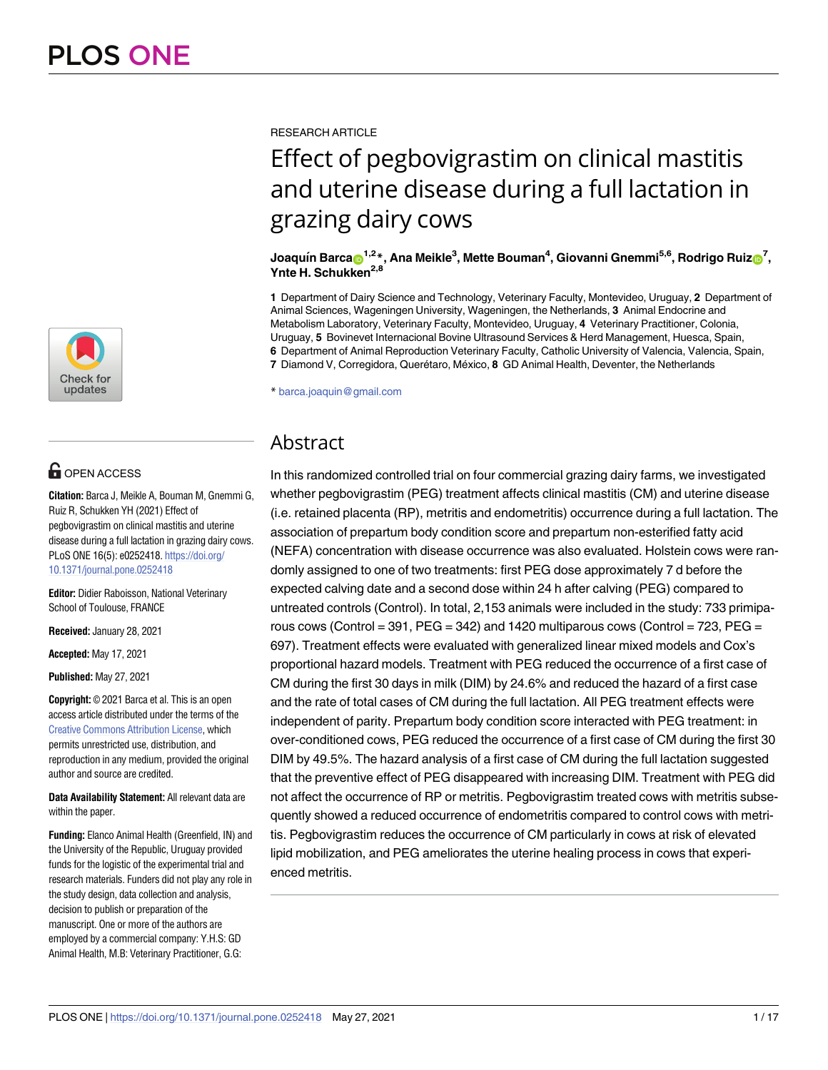RESEARCH ARTICLE

# Effect of pegbovigrastim on clinical mastitis and uterine disease during a full lactation in grazing dairy cows

**Joaquín Barca[1,2]*, Ana Meikle[3], Mette Bouman[4], Giovanni Gnemmi[5,6], Rodrigo Ruiz[7], Ynte H. Schukken[2,8]**

**1** Department of Dairy Science and Technology, Veterinary Faculty, Montevideo, Uruguay, **2** Department of Animal Sciences, Wageningen University, Wageningen, the Netherlands, **3** Animal Endocrine and Metabolism Laboratory, Veterinary Faculty, Montevideo, Uruguay, **4** Veterinary Practitioner, Colonia, Uruguay, **5** Bovinevet Internacional Bovine Ultrasound Services & Herd Management, Huesca, Spain, **6** Department of Animal Reproduction Veterinary Faculty, Catholic University of Valencia, Valencia, Spain, **7** Diamond V, Corregidora, Querétaro, México, **8** GD Animal Health, Deventer, the Netherlands

* barca.joaquin@gmail.com

OPEN ACCESS

**Citation:** Barca J, Meikle A, Bouman M, Gnemmi G, Ruiz R, Schukken YH (2021) Effect of pegbovigrastim on clinical mastitis and uterine disease during a full lactation in grazing dairy cows. PLoS ONE 16(5): e0252418. https://doi.org/10.1371/journal.pone.0252418

**Editor:** Didier Raboisson, National Veterinary School of Toulouse, FRANCE

**Received:** January 28, 2021

**Accepted:** May 17, 2021

**Published:** May 27, 2021

**Copyright:** © 2021 Barca et al. This is an open access article distributed under the terms of the Creative Commons Attribution License, which permits unrestricted use, distribution, and reproduction in any medium, provided the original author and source are credited.

**Data Availability Statement:** All relevant data are within the paper.

**Funding:** Elanco Animal Health (Greenfield, IN) and the University of the Republic, Uruguay provided funds for the logistic of the experimental trial and research materials. Funders did not play any role in the study design, data collection and analysis, decision to publish or preparation of the manuscript. One or more of the authors are employed by a commercial company: Y.H.S: GD Animal Health, M.B: Veterinary Practitioner, G.G:

## Abstract

In this randomized controlled trial on four commercial grazing dairy farms, we investigated whether pegbovigrastim (PEG) treatment affects clinical mastitis (CM) and uterine disease (i.e. retained placenta (RP), metritis and endometritis) occurrence during a full lactation. The association of prepartum body condition score and prepartum non-esterified fatty acid (NEFA) concentration with disease occurrence was also evaluated. Holstein cows were randomly assigned to one of two treatments: first PEG dose approximately 7 d before the expected calving date and a second dose within 24 h after calving (PEG) compared to untreated controls (Control). In total, 2,153 animals were included in the study: 733 primiparous cows (Control = 391, PEG = 342) and 1420 multiparous cows (Control = 723, PEG = 697). Treatment effects were evaluated with generalized linear mixed models and Cox's proportional hazard models. Treatment with PEG reduced the occurrence of a first case of CM during the first 30 days in milk (DIM) by 24.6% and reduced the hazard of a first case and the rate of total cases of CM during the full lactation. All PEG treatment effects were independent of parity. Prepartum body condition score interacted with PEG treatment: in over-conditioned cows, PEG reduced the occurrence of a first case of CM during the first 30 DIM by 49.5%. The hazard analysis of a first case of CM during the full lactation suggested that the preventive effect of PEG disappeared with increasing DIM. Treatment with PEG did not affect the occurrence of RP or metritis. Pegbovigrastim treated cows with metritis subsequently showed a reduced occurrence of endometritis compared to control cows with metritis. Pegbovigrastim reduces the occurrence of CM particularly in cows at risk of elevated lipid mobilization, and PEG ameliorates the uterine healing process in cows that experienced metritis.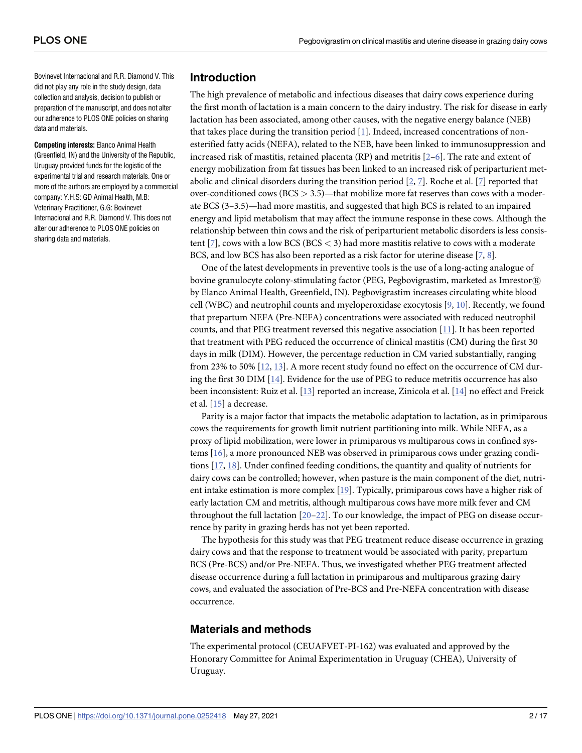Bovinevet Internacional and R.R. Diamond V. This did not play any role in the study design, data collection and analysis, decision to publish or preparation of the manuscript, and does not alter our adherence to PLOS ONE policies on sharing data and materials.

**Competing interests:** Elanco Animal Health (Greenfield, IN) and the University of the Republic, Uruguay provided funds for the logistic of the experimental trial and research materials. One or more of the authors are employed by a commercial company: Y.H.S: GD Animal Health, M.B: Veterinary Practitioner, G.G: Bovinevet Internacional and R.R. Diamond V. This does not alter our adherence to PLOS ONE policies on sharing data and materials.

## Introduction

The high prevalence of metabolic and infectious diseases that dairy cows experience during the first month of lactation is a main concern to the dairy industry. The risk for disease in early lactation has been associated, among other causes, with the negative energy balance (NEB) that takes place during the transition period [1]. Indeed, increased concentrations of non-esterified fatty acids (NEFA), related to the NEB, have been linked to immunosuppression and increased risk of mastitis, retained placenta (RP) and metritis [2–6]. The rate and extent of energy mobilization from fat tissues has been linked to an increased risk of periparturient metabolic and clinical disorders during the transition period [2, 7]. Roche et al. [7] reported that over-conditioned cows (BCS > 3.5)—that mobilize more fat reserves than cows with a moderate BCS (3–3.5)—had more mastitis, and suggested that high BCS is related to an impaired energy and lipid metabolism that may affect the immune response in these cows. Although the relationship between thin cows and the risk of periparturient metabolic disorders is less consistent [7], cows with a low BCS (BCS < 3) had more mastitis relative to cows with a moderate BCS, and low BCS has also been reported as a risk factor for uterine disease [7, 8].

One of the latest developments in preventive tools is the use of a long-acting analogue of bovine granulocyte colony-stimulating factor (PEG, Pegbovigrastim, marketed as Imrestor® by Elanco Animal Health, Greenfield, IN). Pegbovigrastim increases circulating white blood cell (WBC) and neutrophil counts and myeloperoxidase exocytosis [9, 10]. Recently, we found that prepartum NEFA (Pre-NEFA) concentrations were associated with reduced neutrophil counts, and that PEG treatment reversed this negative association [11]. It has been reported that treatment with PEG reduced the occurrence of clinical mastitis (CM) during the first 30 days in milk (DIM). However, the percentage reduction in CM varied substantially, ranging from 23% to 50% [12, 13]. A more recent study found no effect on the occurrence of CM during the first 30 DIM [14]. Evidence for the use of PEG to reduce metritis occurrence has also been inconsistent: Ruiz et al. [13] reported an increase, Zinicola et al. [14] no effect and Freick et al. [15] a decrease.

Parity is a major factor that impacts the metabolic adaptation to lactation, as in primiparous cows the requirements for growth limit nutrient partitioning into milk. While NEFA, as a proxy of lipid mobilization, were lower in primiparous vs multiparous cows in confined systems [16], a more pronounced NEB was observed in primiparous cows under grazing conditions [17, 18]. Under confined feeding conditions, the quantity and quality of nutrients for dairy cows can be controlled; however, when pasture is the main component of the diet, nutrient intake estimation is more complex [19]. Typically, primiparous cows have a higher risk of early lactation CM and metritis, although multiparous cows have more milk fever and CM throughout the full lactation [20–22]. To our knowledge, the impact of PEG on disease occurrence by parity in grazing herds has not yet been reported.

The hypothesis for this study was that PEG treatment reduce disease occurrence in grazing dairy cows and that the response to treatment would be associated with parity, prepartum BCS (Pre-BCS) and/or Pre-NEFA. Thus, we investigated whether PEG treatment affected disease occurrence during a full lactation in primiparous and multiparous grazing dairy cows, and evaluated the association of Pre-BCS and Pre-NEFA concentration with disease occurrence.

## Materials and methods

The experimental protocol (CEUAFVET-PI-162) was evaluated and approved by the Honorary Committee for Animal Experimentation in Uruguay (CHEA), University of Uruguay.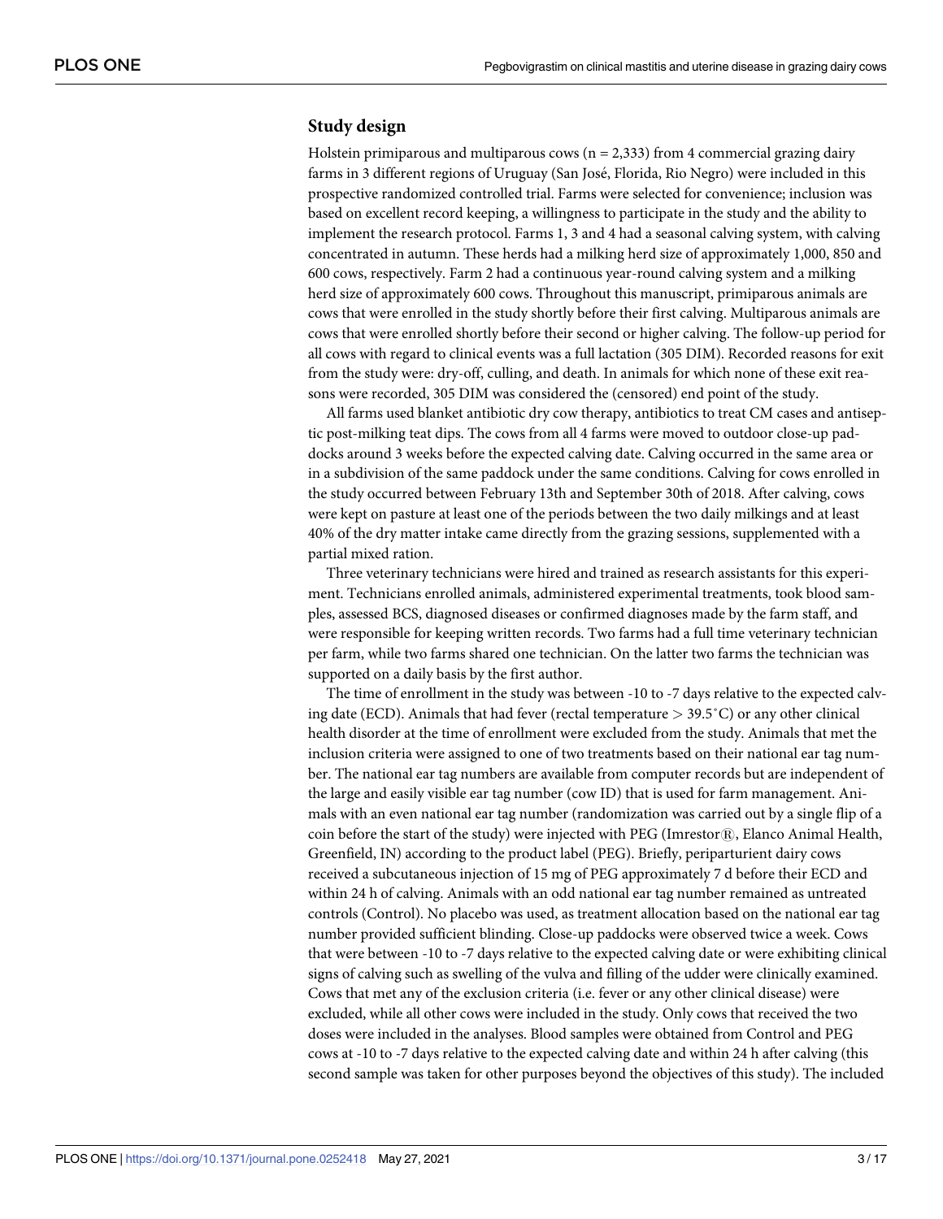## Study design

Holstein primiparous and multiparous cows (n = 2,333) from 4 commercial grazing dairy farms in 3 different regions of Uruguay (San José, Florida, Rio Negro) were included in this prospective randomized controlled trial. Farms were selected for convenience; inclusion was based on excellent record keeping, a willingness to participate in the study and the ability to implement the research protocol. Farms 1, 3 and 4 had a seasonal calving system, with calving concentrated in autumn. These herds had a milking herd size of approximately 1,000, 850 and 600 cows, respectively. Farm 2 had a continuous year-round calving system and a milking herd size of approximately 600 cows. Throughout this manuscript, primiparous animals are cows that were enrolled in the study shortly before their first calving. Multiparous animals are cows that were enrolled shortly before their second or higher calving. The follow-up period for all cows with regard to clinical events was a full lactation (305 DIM). Recorded reasons for exit from the study were: dry-off, culling, and death. In animals for which none of these exit reasons were recorded, 305 DIM was considered the (censored) end point of the study.

All farms used blanket antibiotic dry cow therapy, antibiotics to treat CM cases and antiseptic post-milking teat dips. The cows from all 4 farms were moved to outdoor close-up paddocks around 3 weeks before the expected calving date. Calving occurred in the same area or in a subdivision of the same paddock under the same conditions. Calving for cows enrolled in the study occurred between February 13th and September 30th of 2018. After calving, cows were kept on pasture at least one of the periods between the two daily milkings and at least 40% of the dry matter intake came directly from the grazing sessions, supplemented with a partial mixed ration.

Three veterinary technicians were hired and trained as research assistants for this experiment. Technicians enrolled animals, administered experimental treatments, took blood samples, assessed BCS, diagnosed diseases or confirmed diagnoses made by the farm staff, and were responsible for keeping written records. Two farms had a full time veterinary technician per farm, while two farms shared one technician. On the latter two farms the technician was supported on a daily basis by the first author.

The time of enrollment in the study was between -10 to -7 days relative to the expected calving date (ECD). Animals that had fever (rectal temperature > 39.5˚C) or any other clinical health disorder at the time of enrollment were excluded from the study. Animals that met the inclusion criteria were assigned to one of two treatments based on their national ear tag number. The national ear tag numbers are available from computer records but are independent of the large and easily visible ear tag number (cow ID) that is used for farm management. Animals with an even national ear tag number (randomization was carried out by a single flip of a coin before the start of the study) were injected with PEG (Imrestor®, Elanco Animal Health, Greenfield, IN) according to the product label (PEG). Briefly, periparturient dairy cows received a subcutaneous injection of 15 mg of PEG approximately 7 d before their ECD and within 24 h of calving. Animals with an odd national ear tag number remained as untreated controls (Control). No placebo was used, as treatment allocation based on the national ear tag number provided sufficient blinding. Close-up paddocks were observed twice a week. Cows that were between -10 to -7 days relative to the expected calving date or were exhibiting clinical signs of calving such as swelling of the vulva and filling of the udder were clinically examined. Cows that met any of the exclusion criteria (i.e. fever or any other clinical disease) were excluded, while all other cows were included in the study. Only cows that received the two doses were included in the analyses. Blood samples were obtained from Control and PEG cows at -10 to -7 days relative to the expected calving date and within 24 h after calving (this second sample was taken for other purposes beyond the objectives of this study). The included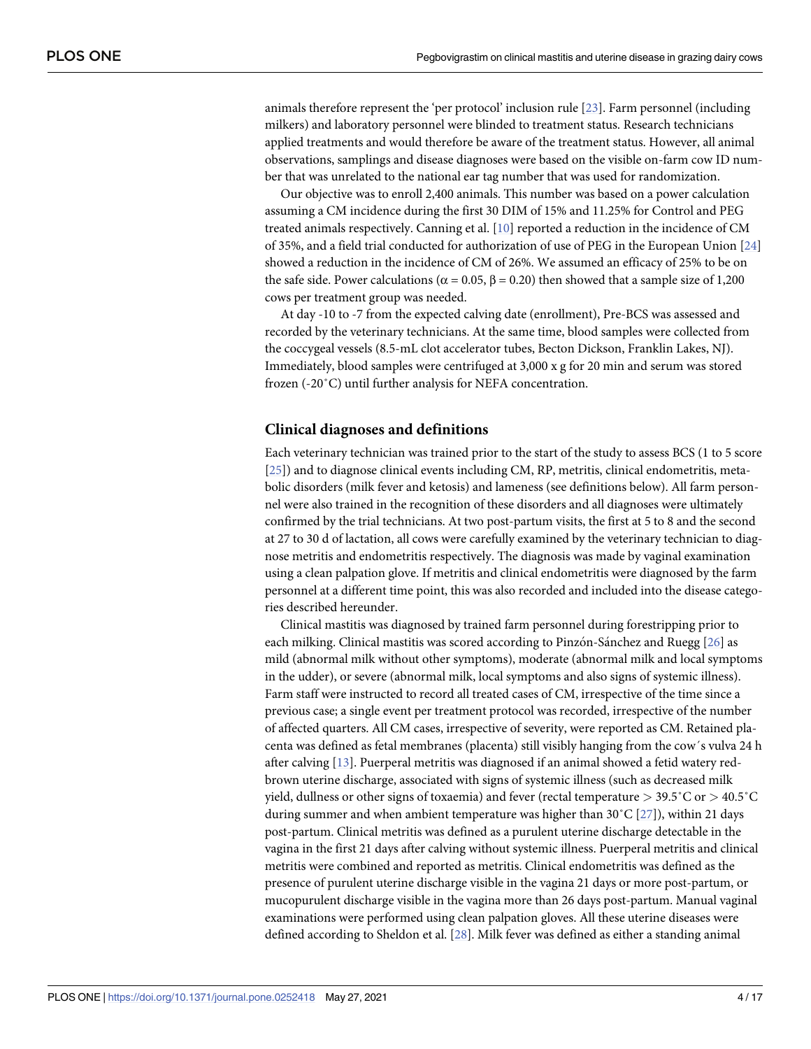animals therefore represent the 'per protocol' inclusion rule [23]. Farm personnel (including milkers) and laboratory personnel were blinded to treatment status. Research technicians applied treatments and would therefore be aware of the treatment status. However, all animal observations, samplings and disease diagnoses were based on the visible on-farm cow ID number that was unrelated to the national ear tag number that was used for randomization.

Our objective was to enroll 2,400 animals. This number was based on a power calculation assuming a CM incidence during the first 30 DIM of 15% and 11.25% for Control and PEG treated animals respectively. Canning et al. [10] reported a reduction in the incidence of CM of 35%, and a field trial conducted for authorization of use of PEG in the European Union [24] showed a reduction in the incidence of CM of 26%. We assumed an efficacy of 25% to be on the safe side. Power calculations ($\alpha = 0.05$, $\beta = 0.20$) then showed that a sample size of 1,200 cows per treatment group was needed.

At day -10 to -7 from the expected calving date (enrollment), Pre-BCS was assessed and recorded by the veterinary technicians. At the same time, blood samples were collected from the coccygeal vessels (8.5-mL clot accelerator tubes, Becton Dickson, Franklin Lakes, NJ). Immediately, blood samples were centrifuged at 3,000 x g for 20 min and serum was stored frozen (-20˚C) until further analysis for NEFA concentration.

## Clinical diagnoses and definitions

Each veterinary technician was trained prior to the start of the study to assess BCS (1 to 5 score [25]) and to diagnose clinical events including CM, RP, metritis, clinical endometritis, metabolic disorders (milk fever and ketosis) and lameness (see definitions below). All farm personnel were also trained in the recognition of these disorders and all diagnoses were ultimately confirmed by the trial technicians. At two post-partum visits, the first at 5 to 8 and the second at 27 to 30 d of lactation, all cows were carefully examined by the veterinary technician to diagnose metritis and endometritis respectively. The diagnosis was made by vaginal examination using a clean palpation glove. If metritis and clinical endometritis were diagnosed by the farm personnel at a different time point, this was also recorded and included into the disease categories described hereunder.

Clinical mastitis was diagnosed by trained farm personnel during forestripping prior to each milking. Clinical mastitis was scored according to Pinzón-Sánchez and Ruegg [26] as mild (abnormal milk without other symptoms), moderate (abnormal milk and local symptoms in the udder), or severe (abnormal milk, local symptoms and also signs of systemic illness). Farm staff were instructed to record all treated cases of CM, irrespective of the time since a previous case; a single event per treatment protocol was recorded, irrespective of the number of affected quarters. All CM cases, irrespective of severity, were reported as CM. Retained placenta was defined as fetal membranes (placenta) still visibly hanging from the cow´s vulva 24 h after calving [13]. Puerperal metritis was diagnosed if an animal showed a fetid watery red-brown uterine discharge, associated with signs of systemic illness (such as decreased milk yield, dullness or other signs of toxaemia) and fever (rectal temperature > 39.5˚C or > 40.5˚C during summer and when ambient temperature was higher than 30˚C [27]), within 21 days post-partum. Clinical metritis was defined as a purulent uterine discharge detectable in the vagina in the first 21 days after calving without systemic illness. Puerperal metritis and clinical metritis were combined and reported as metritis. Clinical endometritis was defined as the presence of purulent uterine discharge visible in the vagina 21 days or more post-partum, or mucopurulent discharge visible in the vagina more than 26 days post-partum. Manual vaginal examinations were performed using clean palpation gloves. All these uterine diseases were defined according to Sheldon et al. [28]. Milk fever was defined as either a standing animal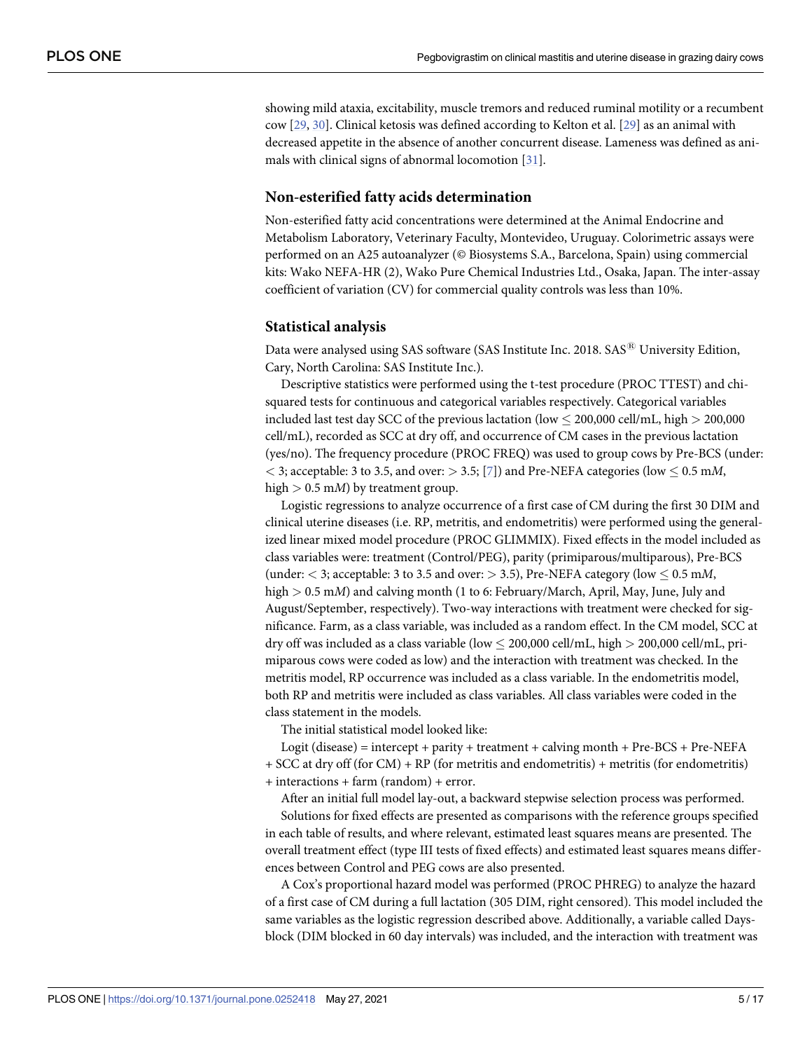showing mild ataxia, excitability, muscle tremors and reduced ruminal motility or a recumbent cow [29, 30]. Clinical ketosis was defined according to Kelton et al. [29] as an animal with decreased appetite in the absence of another concurrent disease. Lameness was defined as animals with clinical signs of abnormal locomotion [31].

### Non-esterified fatty acids determination

Non-esterified fatty acid concentrations were determined at the Animal Endocrine and Metabolism Laboratory, Veterinary Faculty, Montevideo, Uruguay. Colorimetric assays were performed on an A25 autoanalyzer (© Biosystems S.A., Barcelona, Spain) using commercial kits: Wako NEFA-HR (2), Wako Pure Chemical Industries Ltd., Osaka, Japan. The inter-assay coefficient of variation (CV) for commercial quality controls was less than 10%.

### Statistical analysis

Data were analysed using SAS software (SAS Institute Inc. 2018. SAS® University Edition, Cary, North Carolina: SAS Institute Inc.).

Descriptive statistics were performed using the t-test procedure (PROC TTEST) and chi-squared tests for continuous and categorical variables respectively. Categorical variables included last test day SCC of the previous lactation (low $\leq$ 200,000 cell/mL, high $>$ 200,000 cell/mL), recorded as SCC at dry off, and occurrence of CM cases in the previous lactation (yes/no). The frequency procedure (PROC FREQ) was used to group cows by Pre-BCS (under: $<$ 3; acceptable: 3 to 3.5, and over: $>$ 3.5; [7]) and Pre-NEFA categories (low $\leq$ 0.5 m*M*, high $>$ 0.5 m*M*) by treatment group.

Logistic regressions to analyze occurrence of a first case of CM during the first 30 DIM and clinical uterine diseases (i.e. RP, metritis, and endometritis) were performed using the generalized linear mixed model procedure (PROC GLIMMIX). Fixed effects in the model included as class variables were: treatment (Control/PEG), parity (primiparous/multiparous), Pre-BCS (under: $<$ 3; acceptable: 3 to 3.5 and over: $>$ 3.5), Pre-NEFA category (low $\leq$ 0.5 m*M*, high $>$ 0.5 m*M*) and calving month (1 to 6: February/March, April, May, June, July and August/September, respectively). Two-way interactions with treatment were checked for significance. Farm, as a class variable, was included as a random effect. In the CM model, SCC at dry off was included as a class variable (low $\leq$ 200,000 cell/mL, high $>$ 200,000 cell/mL, primiparous cows were coded as low) and the interaction with treatment was checked. In the metritis model, RP occurrence was included as a class variable. In the endometritis model, both RP and metritis were included as class variables. All class variables were coded in the class statement in the models.

The initial statistical model looked like:

Logit (disease) = intercept + parity + treatment + calving month + Pre-BCS + Pre-NEFA + SCC at dry off (for CM) + RP (for metritis and endometritis) + metritis (for endometritis) + interactions + farm (random) + error.

After an initial full model lay-out, a backward stepwise selection process was performed.

Solutions for fixed effects are presented as comparisons with the reference groups specified in each table of results, and where relevant, estimated least squares means are presented. The overall treatment effect (type III tests of fixed effects) and estimated least squares means differences between Control and PEG cows are also presented.

A Cox's proportional hazard model was performed (PROC PHREG) to analyze the hazard of a first case of CM during a full lactation (305 DIM, right censored). This model included the same variables as the logistic regression described above. Additionally, a variable called Days-block (DIM blocked in 60 day intervals) was included, and the interaction with treatment was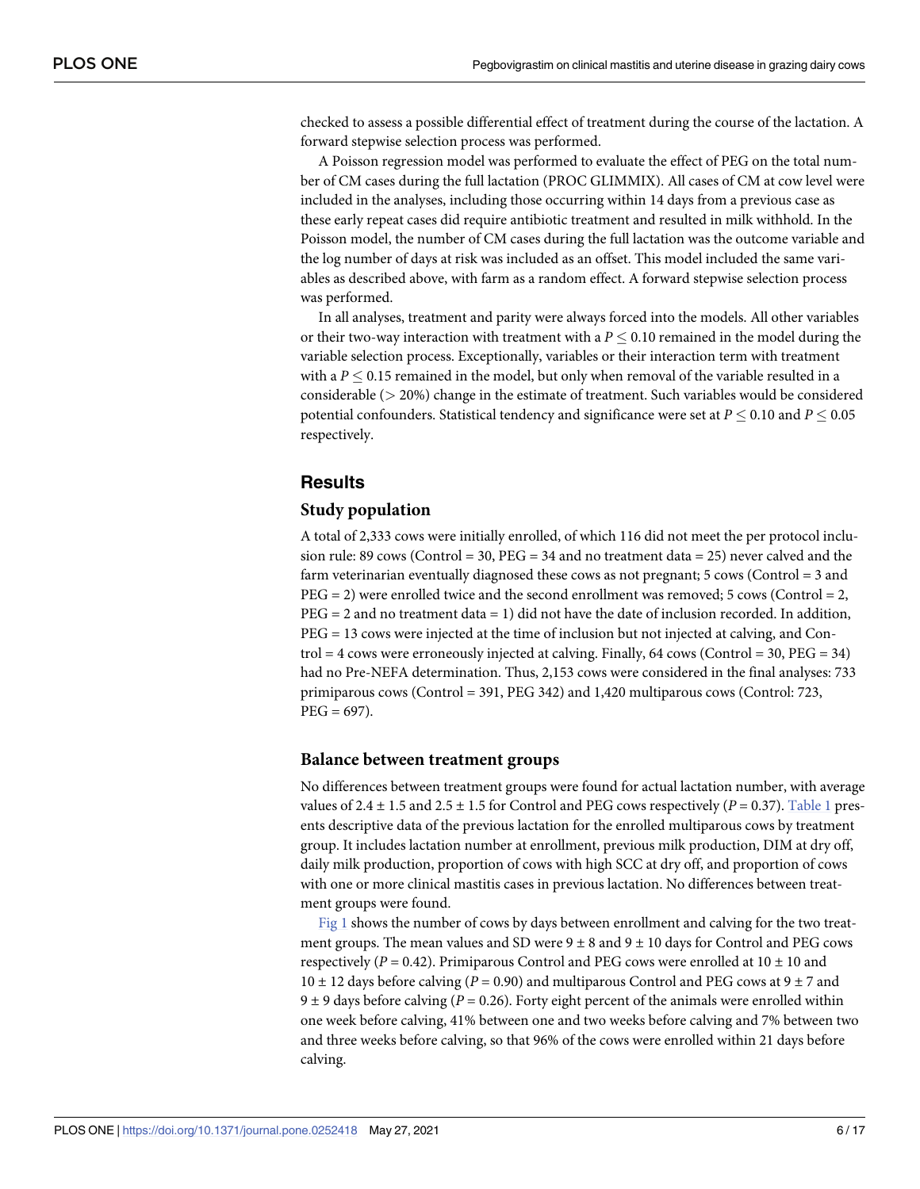checked to assess a possible differential effect of treatment during the course of the lactation. A forward stepwise selection process was performed.

A Poisson regression model was performed to evaluate the effect of PEG on the total number of CM cases during the full lactation (PROC GLIMMIX). All cases of CM at cow level were included in the analyses, including those occurring within 14 days from a previous case as these early repeat cases did require antibiotic treatment and resulted in milk withhold. In the Poisson model, the number of CM cases during the full lactation was the outcome variable and the log number of days at risk was included as an offset. This model included the same variables as described above, with farm as a random effect. A forward stepwise selection process was performed.

In all analyses, treatment and parity were always forced into the models. All other variables or their two-way interaction with treatment with a $P \leq 0.10$ remained in the model during the variable selection process. Exceptionally, variables or their interaction term with treatment with a $P \leq 0.15$ remained in the model, but only when removal of the variable resulted in a considerable (> 20%) change in the estimate of treatment. Such variables would be considered potential confounders. Statistical tendency and significance were set at $P \leq 0.10$ and $P \leq 0.05$ respectively.

## Results

### Study population

A total of 2,333 cows were initially enrolled, of which 116 did not meet the per protocol inclusion rule: 89 cows (Control = 30, PEG = 34 and no treatment data = 25) never calved and the farm veterinarian eventually diagnosed these cows as not pregnant; 5 cows (Control = 3 and PEG = 2) were enrolled twice and the second enrollment was removed; 5 cows (Control = 2, PEG = 2 and no treatment data = 1) did not have the date of inclusion recorded. In addition, PEG = 13 cows were injected at the time of inclusion but not injected at calving, and Control = 4 cows were erroneously injected at calving. Finally, 64 cows (Control = 30, PEG = 34) had no Pre-NEFA determination. Thus, 2,153 cows were considered in the final analyses: 733 primiparous cows (Control = 391, PEG 342) and 1,420 multiparous cows (Control: 723, PEG = 697).

### Balance between treatment groups

No differences between treatment groups were found for actual lactation number, with average values of 2.4 ± 1.5 and 2.5 ± 1.5 for Control and PEG cows respectively ($P = 0.37$). Table 1 presents descriptive data of the previous lactation for the enrolled multiparous cows by treatment group. It includes lactation number at enrollment, previous milk production, DIM at dry off, daily milk production, proportion of cows with high SCC at dry off, and proportion of cows with one or more clinical mastitis cases in previous lactation. No differences between treatment groups were found.

Fig 1 shows the number of cows by days between enrollment and calving for the two treatment groups. The mean values and SD were 9 ± 8 and 9 ± 10 days for Control and PEG cows respectively ($P = 0.42$). Primiparous Control and PEG cows were enrolled at 10 ± 10 and 10 ± 12 days before calving ($P = 0.90$) and multiparous Control and PEG cows at 9 ± 7 and 9 ± 9 days before calving ($P = 0.26$). Forty eight percent of the animals were enrolled within one week before calving, 41% between one and two weeks before calving and 7% between two and three weeks before calving, so that 96% of the cows were enrolled within 21 days before calving.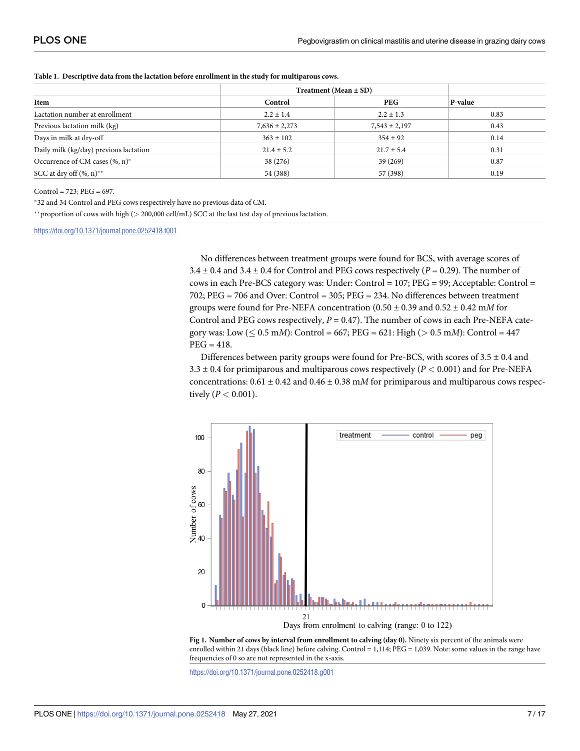**Table 1. Descriptive data from the lactation before enrollment in the study for multiparous cows.**

| Item | Treatment (Mean ± SD) | | P-value |
|---|---|---|---|
| | Control | PEG | |
| Lactation number at enrollment | 2.2 ± 1.4 | 2.2 ± 1.3 | 0.83 |
| Previous lactation milk (kg) | 7,636 ± 2,273 | 7,543 ± 2,197 | 0.43 |
| Days in milk at dry-off | 363 ± 102 | 354 ± 92 | 0.14 |
| Daily milk (kg/day) previous lactation | 21.4 ± 5.2 | 21.7 ± 5.4 | 0.31 |
| Occurrence of CM cases (%, n)* | 38 (276) | 39 (269) | 0.87 |
| SCC at dry off (%, n)** | 54 (388) | 57 (398) | 0.19 |

Control = 723; PEG = 697.

*32 and 34 Control and PEG cows respectively have no previous data of CM.

**proportion of cows with high (> 200,000 cell/mL) SCC at the last test day of previous lactation.

https://doi.org/10.1371/journal.pone.0252418.t001

No differences between treatment groups were found for BCS, with average scores of 3.4 ± 0.4 and 3.4 ± 0.4 for Control and PEG cows respectively ($P = 0.29$). The number of cows in each Pre-BCS category was: Under: Control = 107; PEG = 99; Acceptable: Control = 702; PEG = 706 and Over: Control = 305; PEG = 234. No differences between treatment groups were found for Pre-NEFA concentration (0.50 ± 0.39 and 0.52 ± 0.42 m*M* for Control and PEG cows respectively, $P = 0.47$). The number of cows in each Pre-NEFA category was: Low (≤ 0.5 m*M*): Control = 667; PEG = 621: High (> 0.5 m*M*): Control = 447 PEG = 418.

Differences between parity groups were found for Pre-BCS, with scores of 3.5 ± 0.4 and 3.3 ± 0.4 for primiparous and multiparous cows respectively ($P < 0.001$) and for Pre-NEFA concentrations: 0.61 ± 0.42 and 0.46 ± 0.38 m*M* for primiparous and multiparous cows respectively ($P < 0.001$).

**Fig 1. Number of cows by interval from enrollment to calving (day 0).** Ninety six percent of the animals were enrolled within 21 days (black line) before calving. Control = 1,114; PEG = 1,039. Note: some values in the range have frequencies of 0 so are not represented in the x-axis.

https://doi.org/10.1371/journal.pone.0252418.g001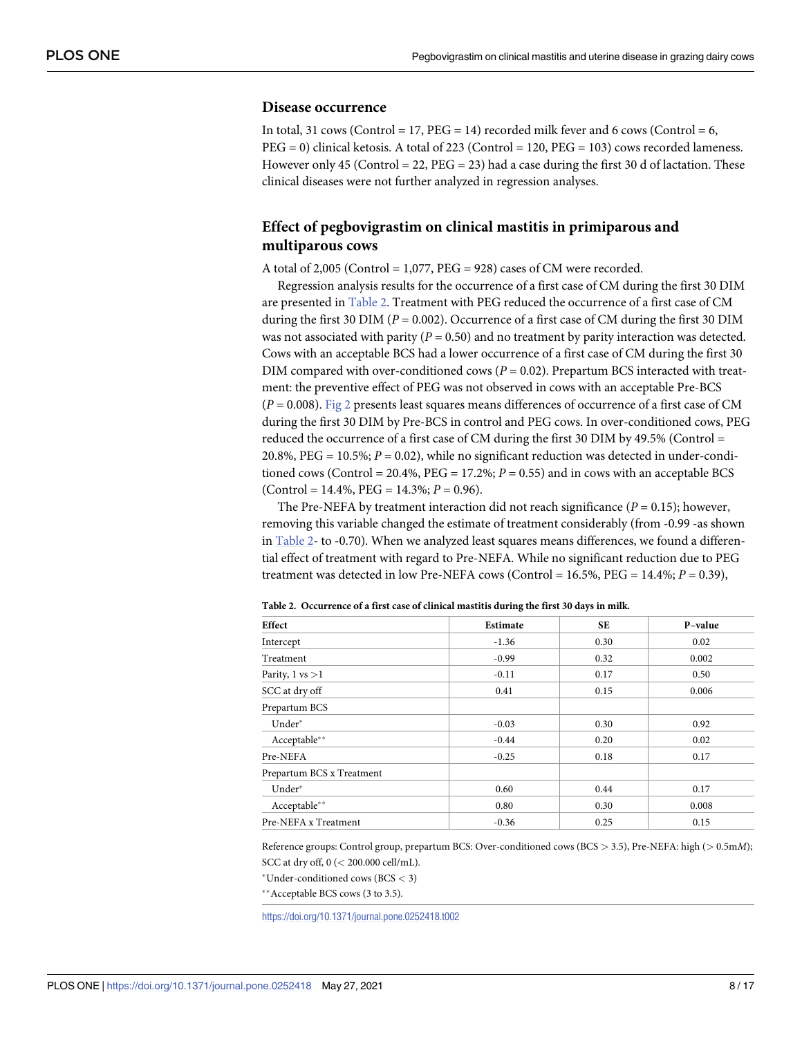## Disease occurrence

In total, 31 cows (Control = 17, PEG = 14) recorded milk fever and 6 cows (Control = 6, PEG = 0) clinical ketosis. A total of 223 (Control = 120, PEG = 103) cows recorded lameness. However only 45 (Control = 22, PEG = 23) had a case during the first 30 d of lactation. These clinical diseases were not further analyzed in regression analyses.

## Effect of pegbovigrastim on clinical mastitis in primiparous and multiparous cows

A total of 2,005 (Control = 1,077, PEG = 928) cases of CM were recorded.

Regression analysis results for the occurrence of a first case of CM during the first 30 DIM are presented in Table 2. Treatment with PEG reduced the occurrence of a first case of CM during the first 30 DIM ($P = 0.002$). Occurrence of a first case of CM during the first 30 DIM was not associated with parity ($P = 0.50$) and no treatment by parity interaction was detected. Cows with an acceptable BCS had a lower occurrence of a first case of CM during the first 30 DIM compared with over-conditioned cows ($P = 0.02$). Prepartum BCS interacted with treatment: the preventive effect of PEG was not observed in cows with an acceptable Pre-BCS ($P = 0.008$). Fig 2 presents least squares means differences of occurrence of a first case of CM during the first 30 DIM by Pre-BCS in control and PEG cows. In over-conditioned cows, PEG reduced the occurrence of a first case of CM during the first 30 DIM by 49.5% (Control = 20.8%, PEG = 10.5%; $P = 0.02$), while no significant reduction was detected in under-conditioned cows (Control = 20.4%, PEG = 17.2%; $P = 0.55$) and in cows with an acceptable BCS (Control = 14.4%, PEG = 14.3%; $P = 0.96$).

The Pre-NEFA by treatment interaction did not reach significance ($P = 0.15$); however, removing this variable changed the estimate of treatment considerably (from -0.99 -as shown in Table 2- to -0.70). When we analyzed least squares means differences, we found a differential effect of treatment with regard to Pre-NEFA. While no significant reduction due to PEG treatment was detected in low Pre-NEFA cows (Control = 16.5%, PEG = 14.4%; $P = 0.39$),

**Table 2. Occurrence of a first case of clinical mastitis during the first 30 days in milk.**

| Effect | Estimate | SE | P–value |
|---|---|---|---|
| Intercept | -1.36 | 0.30 | 0.02 |
| Treatment | -0.99 | 0.32 | 0.002 |
| Parity, 1 vs >1 | -0.11 | 0.17 | 0.50 |
| SCC at dry off | 0.41 | 0.15 | 0.006 |
| Prepartum BCS | | | |
| Under* | -0.03 | 0.30 | 0.92 |
| Acceptable** | -0.44 | 0.20 | 0.02 |
| Pre-NEFA | -0.25 | 0.18 | 0.17 |
| Prepartum BCS x Treatment | | | |
| Under* | 0.60 | 0.44 | 0.17 |
| Acceptable** | 0.80 | 0.30 | 0.008 |
| Pre-NEFA x Treatment | -0.36 | 0.25 | 0.15 |

Reference groups: Control group, prepartum BCS: Over-conditioned cows (BCS > 3.5), Pre-NEFA: high (> 0.5m*M*); SCC at dry off, 0 (< 200.000 cell/mL).

*Under-conditioned cows (BCS < 3)

**Acceptable BCS cows (3 to 3.5).

https://doi.org/10.1371/journal.pone.0252418.t002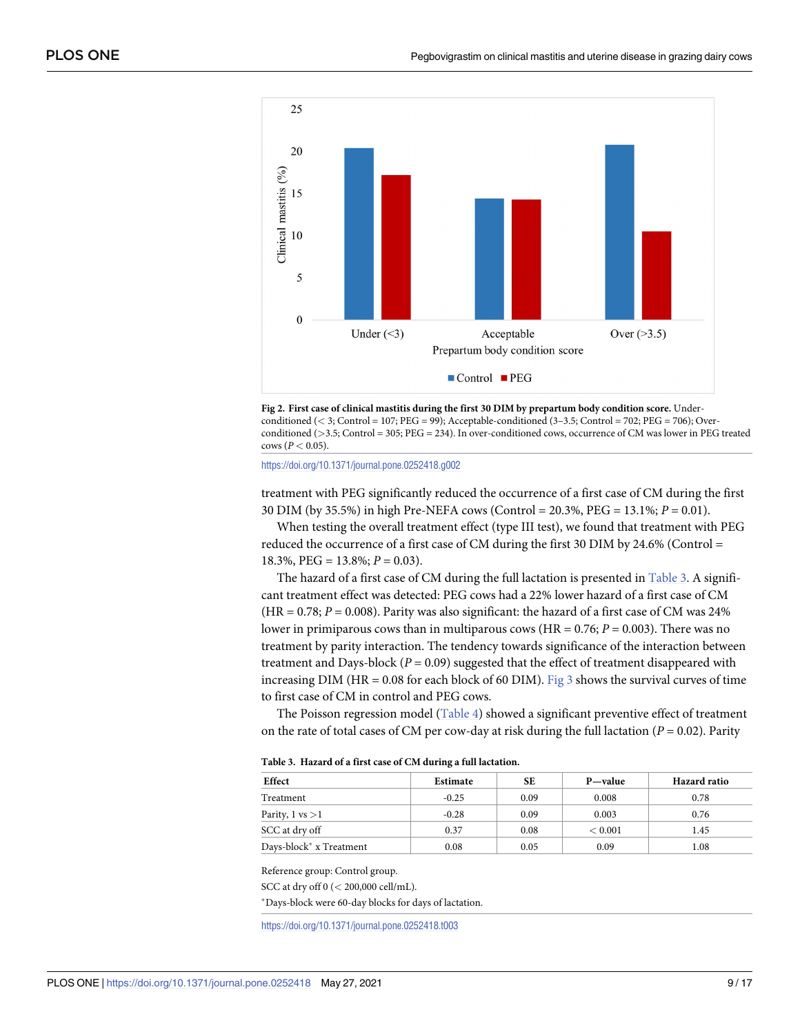Fig 2. First case of clinical mastitis during the first 30 DIM by prepartum body condition score. Under-conditioned (< 3; Control = 107; PEG = 99); Acceptable-conditioned (3–3.5; Control = 702; PEG = 706); Over-conditioned (>3.5; Control = 305; PEG = 234). In over-conditioned cows, occurrence of CM was lower in PEG treated cows ($P < 0.05$).

https://doi.org/10.1371/journal.pone.0252418.g002

treatment with PEG significantly reduced the occurrence of a first case of CM during the first 30 DIM (by 35.5%) in high Pre-NEFA cows (Control = 20.3%, PEG = 13.1%; $P = 0.01$).

When testing the overall treatment effect (type III test), we found that treatment with PEG reduced the occurrence of a first case of CM during the first 30 DIM by 24.6% (Control = 18.3%, PEG = 13.8%; $P = 0.03$).

The hazard of a first case of CM during the full lactation is presented in Table 3. A significant treatment effect was detected: PEG cows had a 22% lower hazard of a first case of CM (HR = 0.78; $P = 0.008$). Parity was also significant: the hazard of a first case of CM was 24% lower in primiparous cows than in multiparous cows (HR = 0.76; $P = 0.003$). There was no treatment by parity interaction. The tendency towards significance of the interaction between treatment and Days-block ($P = 0.09$) suggested that the effect of treatment disappeared with increasing DIM (HR = 0.08 for each block of 60 DIM). Fig 3 shows the survival curves of time to first case of CM in control and PEG cows.

The Poisson regression model (Table 4) showed a significant preventive effect of treatment on the rate of total cases of CM per cow-day at risk during the full lactation ($P = 0.02$). Parity

**Table 3. Hazard of a first case of CM during a full lactation.**

| Effect | Estimate | SE | P—value | Hazard ratio |
|---|---|---|---|---|
| Treatment | -0.25 | 0.09 | 0.008 | 0.78 |
| Parity, 1 vs >1 | -0.28 | 0.09 | 0.003 | 0.76 |
| SCC at dry off | 0.37 | 0.08 | < 0.001 | 1.45 |
| Days-block* x Treatment | 0.08 | 0.05 | 0.09 | 1.08 |

Reference group: Control group.

SCC at dry off 0 (< 200,000 cell/mL).

*Days-block were 60-day blocks for days of lactation.

https://doi.org/10.1371/journal.pone.0252418.t003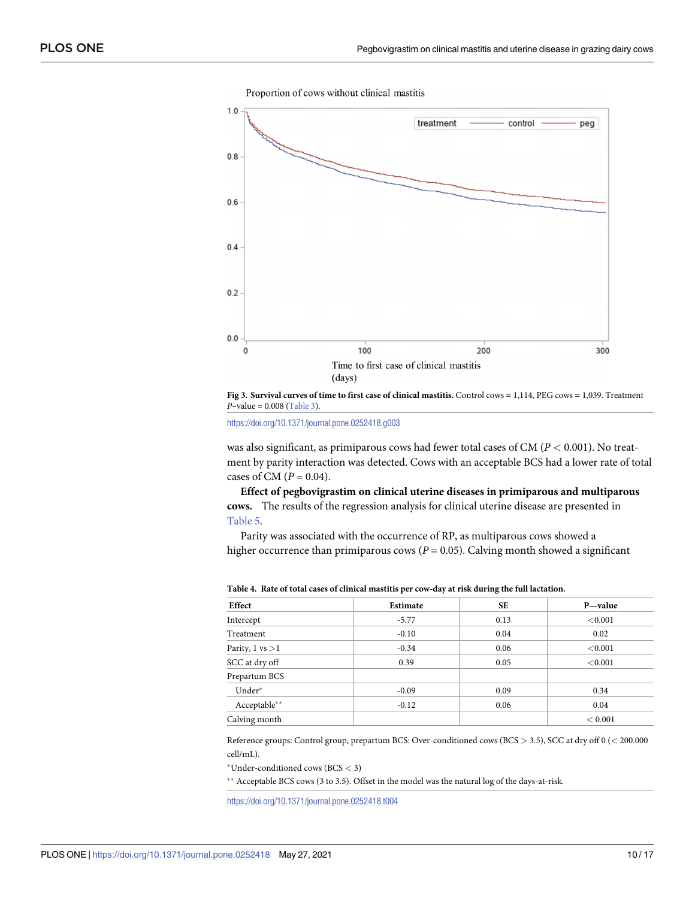Fig 3. **Survival curves of time to first case of clinical mastitis.** Control cows = 1,114, PEG cows = 1,039. Treatment *P*–value = 0.008 (Table 3).

https://doi.org/10.1371/journal.pone.0252418.g003

was also significant, as primiparous cows had fewer total cases of CM ($P < 0.001$). No treatment by parity interaction was detected. Cows with an acceptable BCS had a lower rate of total cases of CM ($P = 0.04$).

**Effect of pegbovigrastim on clinical uterine diseases in primiparous and multiparous cows.** The results of the regression analysis for clinical uterine disease are presented in Table 5.

Parity was associated with the occurrence of RP, as multiparous cows showed a higher occurrence than primiparous cows ($P = 0.05$). Calving month showed a significant

**Table 4. Rate of total cases of clinical mastitis per cow-day at risk during the full lactation.**

| Effect | Estimate | SE | P—value |
|---|---|---|---|
| Intercept | -5.77 | 0.13 | <0.001 |
| Treatment | -0.10 | 0.04 | 0.02 |
| Parity, 1 vs >1 | -0.34 | 0.06 | <0.001 |
| SCC at dry off | 0.39 | 0.05 | <0.001 |
| Prepartum BCS | | | |
| Under* | -0.09 | 0.09 | 0.34 |
| Acceptable** | -0.12 | 0.06 | 0.04 |
| Calving month | | | < 0.001 |

Reference groups: Control group, prepartum BCS: Over-conditioned cows (BCS > 3.5), SCC at dry off 0 (< 200.000 cell/mL).

*Under-conditioned cows (BCS < 3)

** Acceptable BCS cows (3 to 3.5). Offset in the model was the natural log of the days-at-risk.

https://doi.org/10.1371/journal.pone.0252418.t004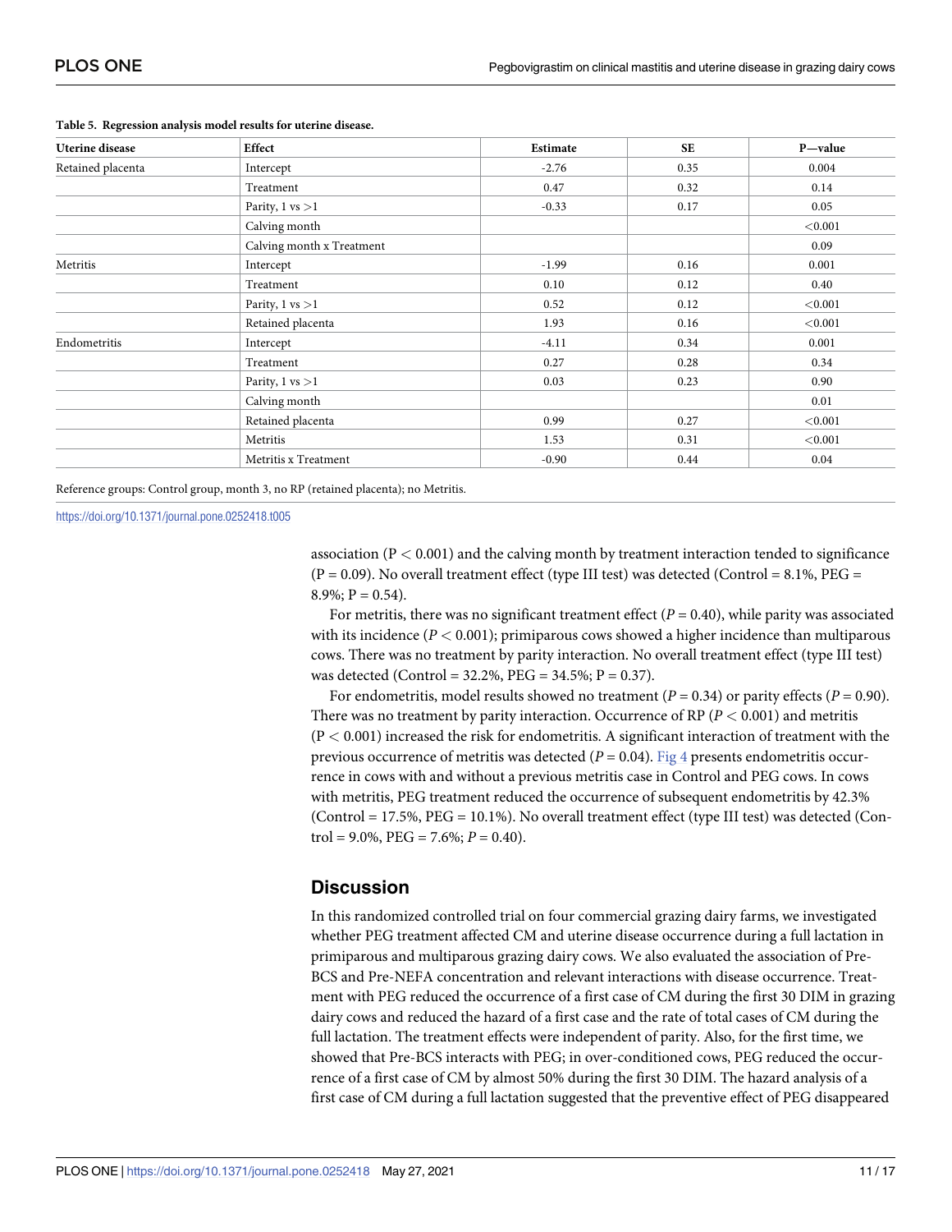**Table 5. Regression analysis model results for uterine disease.**

| Uterine disease | Effect | Estimate | SE | P—value |
|---|---|---|---|---|
| Retained placenta | Intercept | -2.76 | 0.35 | 0.004 |
| | Treatment | 0.47 | 0.32 | 0.14 |
| | Parity, 1 vs >1 | -0.33 | 0.17 | 0.05 |
| | Calving month | | | <0.001 |
| | Calving month x Treatment | | | 0.09 |
| Metritis | Intercept | -1.99 | 0.16 | 0.001 |
| | Treatment | 0.10 | 0.12 | 0.40 |
| | Parity, 1 vs >1 | 0.52 | 0.12 | <0.001 |
| | Retained placenta | 1.93 | 0.16 | <0.001 |
| Endometritis | Intercept | -4.11 | 0.34 | 0.001 |
| | Treatment | 0.27 | 0.28 | 0.34 |
| | Parity, 1 vs >1 | 0.03 | 0.23 | 0.90 |
| | Calving month | | | 0.01 |
| | Retained placenta | 0.99 | 0.27 | <0.001 |
| | Metritis | 1.53 | 0.31 | <0.001 |
| | Metritis x Treatment | -0.90 | 0.44 | 0.04 |

Reference groups: Control group, month 3, no RP (retained placenta); no Metritis.

https://doi.org/10.1371/journal.pone.0252418.t005

association ($P < 0.001$) and the calving month by treatment interaction tended to significance ($P = 0.09$). No overall treatment effect (type III test) was detected (Control = 8.1%, PEG = 8.9%; $P = 0.54$).

For metritis, there was no significant treatment effect ($P = 0.40$), while parity was associated with its incidence ($P < 0.001$); primiparous cows showed a higher incidence than multiparous cows. There was no treatment by parity interaction. No overall treatment effect (type III test) was detected (Control = 32.2%, PEG = 34.5%; $P = 0.37$).

For endometritis, model results showed no treatment ($P = 0.34$) or parity effects ($P = 0.90$). There was no treatment by parity interaction. Occurrence of RP ($P < 0.001$) and metritis ($P < 0.001$) increased the risk for endometritis. A significant interaction of treatment with the previous occurrence of metritis was detected ($P = 0.04$). Fig 4 presents endometritis occurrence in cows with and without a previous metritis case in Control and PEG cows. In cows with metritis, PEG treatment reduced the occurrence of subsequent endometritis by 42.3% (Control = 17.5%, PEG = 10.1%). No overall treatment effect (type III test) was detected (Control = 9.0%, PEG = 7.6%; $P = 0.40$).

## Discussion

In this randomized controlled trial on four commercial grazing dairy farms, we investigated whether PEG treatment affected CM and uterine disease occurrence during a full lactation in primiparous and multiparous grazing dairy cows. We also evaluated the association of Pre-BCS and Pre-NEFA concentration and relevant interactions with disease occurrence. Treatment with PEG reduced the occurrence of a first case of CM during the first 30 DIM in grazing dairy cows and reduced the hazard of a first case and the rate of total cases of CM during the full lactation. The treatment effects were independent of parity. Also, for the first time, we showed that Pre-BCS interacts with PEG; in over-conditioned cows, PEG reduced the occurrence of a first case of CM by almost 50% during the first 30 DIM. The hazard analysis of a first case of CM during a full lactation suggested that the preventive effect of PEG disappeared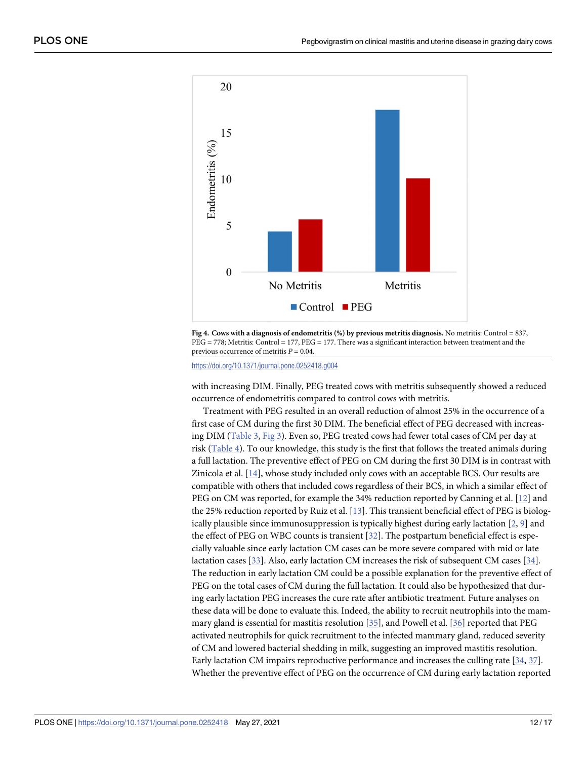**Fig 4. Cows with a diagnosis of endometritis (%) by previous metritis diagnosis.** No metritis: Control = 837, PEG = 778; Metritis: Control = 177, PEG = 177. There was a significant interaction between treatment and the previous occurrence of metritis $P = 0.04$.

https://doi.org/10.1371/journal.pone.0252418.g004

with increasing DIM. Finally, PEG treated cows with metritis subsequently showed a reduced occurrence of endometritis compared to control cows with metritis.

Treatment with PEG resulted in an overall reduction of almost 25% in the occurrence of a first case of CM during the first 30 DIM. The beneficial effect of PEG decreased with increasing DIM (Table 3, Fig 3). Even so, PEG treated cows had fewer total cases of CM per day at risk (Table 4). To our knowledge, this study is the first that follows the treated animals during a full lactation. The preventive effect of PEG on CM during the first 30 DIM is in contrast with Zinicola et al. [14], whose study included only cows with an acceptable BCS. Our results are compatible with others that included cows regardless of their BCS, in which a similar effect of PEG on CM was reported, for example the 34% reduction reported by Canning et al. [12] and the 25% reduction reported by Ruiz et al. [13]. This transient beneficial effect of PEG is biologically plausible since immunosuppression is typically highest during early lactation [2, 9] and the effect of PEG on WBC counts is transient [32]. The postpartum beneficial effect is especially valuable since early lactation CM cases can be more severe compared with mid or late lactation cases [33]. Also, early lactation CM increases the risk of subsequent CM cases [34]. The reduction in early lactation CM could be a possible explanation for the preventive effect of PEG on the total cases of CM during the full lactation. It could also be hypothesized that during early lactation PEG increases the cure rate after antibiotic treatment. Future analyses on these data will be done to evaluate this. Indeed, the ability to recruit neutrophils into the mammary gland is essential for mastitis resolution [35], and Powell et al. [36] reported that PEG activated neutrophils for quick recruitment to the infected mammary gland, reduced severity of CM and lowered bacterial shedding in milk, suggesting an improved mastitis resolution. Early lactation CM impairs reproductive performance and increases the culling rate [34, 37]. Whether the preventive effect of PEG on the occurrence of CM during early lactation reported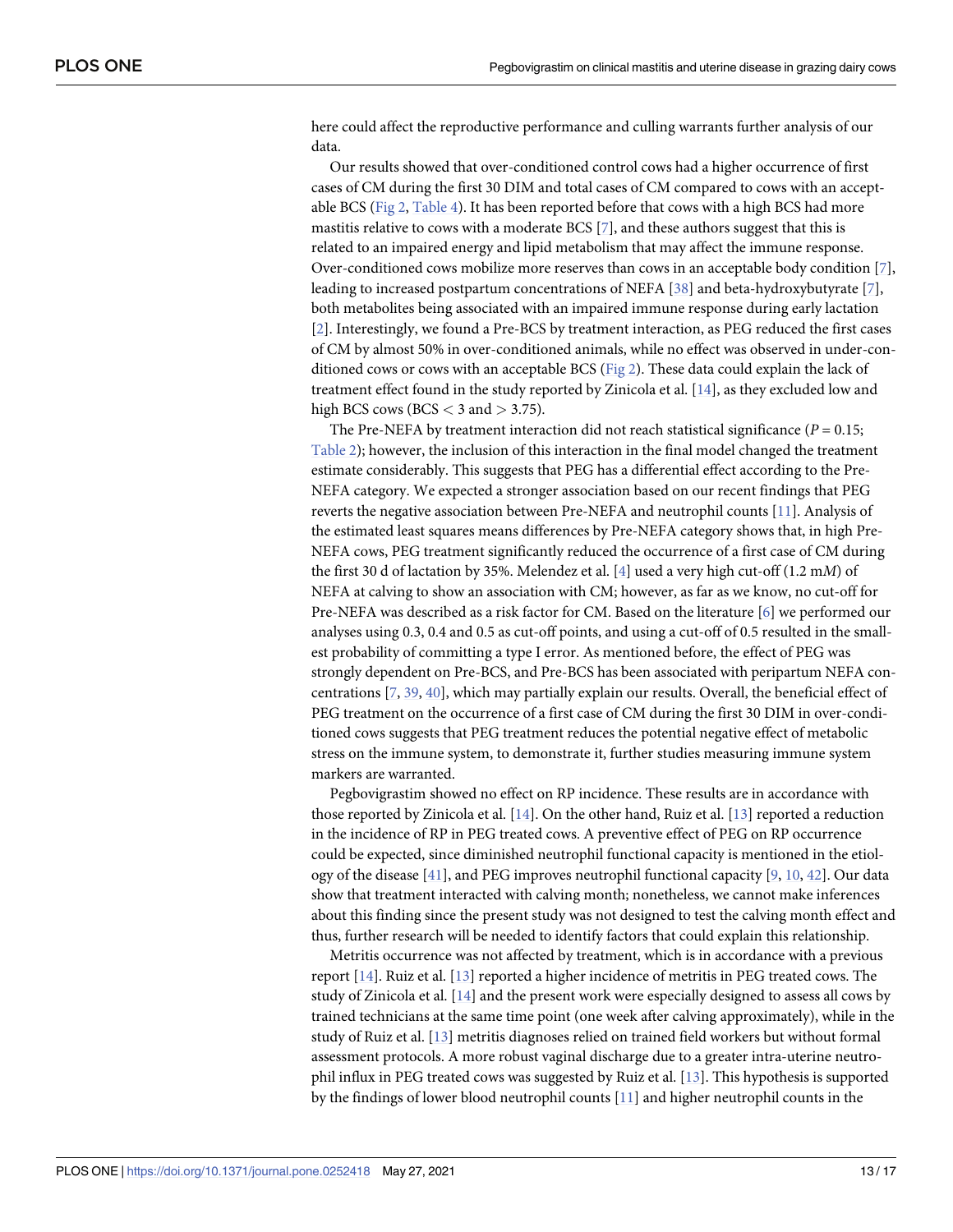here could affect the reproductive performance and culling warrants further analysis of our data.

Our results showed that over-conditioned control cows had a higher occurrence of first cases of CM during the first 30 DIM and total cases of CM compared to cows with an acceptable BCS (Fig 2, Table 4). It has been reported before that cows with a high BCS had more mastitis relative to cows with a moderate BCS [7], and these authors suggest that this is related to an impaired energy and lipid metabolism that may affect the immune response. Over-conditioned cows mobilize more reserves than cows in an acceptable body condition [7], leading to increased postpartum concentrations of NEFA [38] and beta-hydroxybutyrate [7], both metabolites being associated with an impaired immune response during early lactation [2]. Interestingly, we found a Pre-BCS by treatment interaction, as PEG reduced the first cases of CM by almost 50% in over-conditioned animals, while no effect was observed in under-conditioned cows or cows with an acceptable BCS (Fig 2). These data could explain the lack of treatment effect found in the study reported by Zinicola et al. [14], as they excluded low and high BCS cows (BCS $< 3$ and $> 3.75$).

The Pre-NEFA by treatment interaction did not reach statistical significance ($P = 0.15$; Table 2); however, the inclusion of this interaction in the final model changed the treatment estimate considerably. This suggests that PEG has a differential effect according to the Pre-NEFA category. We expected a stronger association based on our recent findings that PEG reverts the negative association between Pre-NEFA and neutrophil counts [11]. Analysis of the estimated least squares means differences by Pre-NEFA category shows that, in high Pre-NEFA cows, PEG treatment significantly reduced the occurrence of a first case of CM during the first 30 d of lactation by 35%. Melendez et al. [4] used a very high cut-off (1.2 m*M*) of NEFA at calving to show an association with CM; however, as far as we know, no cut-off for Pre-NEFA was described as a risk factor for CM. Based on the literature [6] we performed our analyses using 0.3, 0.4 and 0.5 as cut-off points, and using a cut-off of 0.5 resulted in the smallest probability of committing a type I error. As mentioned before, the effect of PEG was strongly dependent on Pre-BCS, and Pre-BCS has been associated with peripartum NEFA concentrations [7, 39, 40], which may partially explain our results. Overall, the beneficial effect of PEG treatment on the occurrence of a first case of CM during the first 30 DIM in over-conditioned cows suggests that PEG treatment reduces the potential negative effect of metabolic stress on the immune system, to demonstrate it, further studies measuring immune system markers are warranted.

Pegbovigrastim showed no effect on RP incidence. These results are in accordance with those reported by Zinicola et al. [14]. On the other hand, Ruiz et al. [13] reported a reduction in the incidence of RP in PEG treated cows. A preventive effect of PEG on RP occurrence could be expected, since diminished neutrophil functional capacity is mentioned in the etiology of the disease [41], and PEG improves neutrophil functional capacity [9, 10, 42]. Our data show that treatment interacted with calving month; nonetheless, we cannot make inferences about this finding since the present study was not designed to test the calving month effect and thus, further research will be needed to identify factors that could explain this relationship.

Metritis occurrence was not affected by treatment, which is in accordance with a previous report [14]. Ruiz et al. [13] reported a higher incidence of metritis in PEG treated cows. The study of Zinicola et al. [14] and the present work were especially designed to assess all cows by trained technicians at the same time point (one week after calving approximately), while in the study of Ruiz et al. [13] metritis diagnoses relied on trained field workers but without formal assessment protocols. A more robust vaginal discharge due to a greater intra-uterine neutrophil influx in PEG treated cows was suggested by Ruiz et al. [13]. This hypothesis is supported by the findings of lower blood neutrophil counts [11] and higher neutrophil counts in the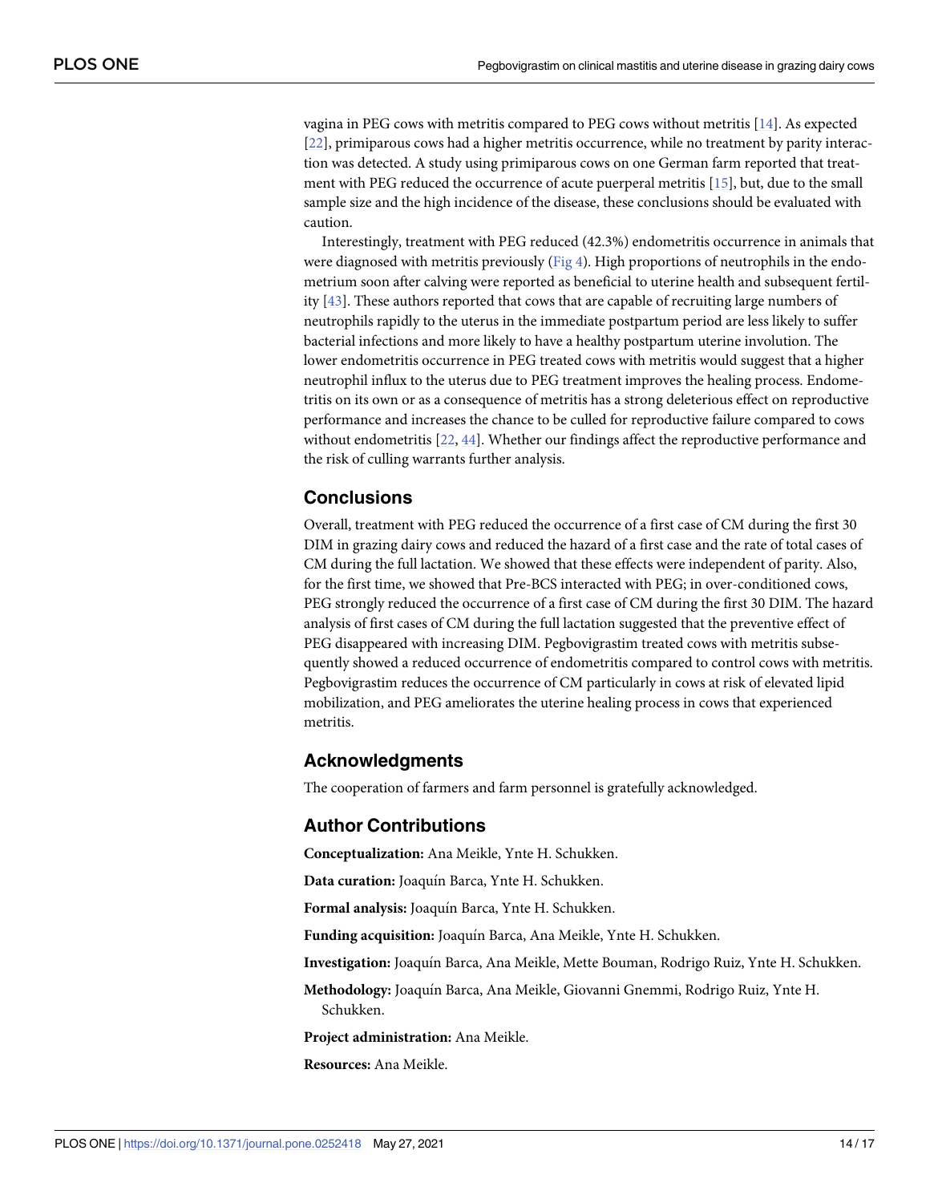vagina in PEG cows with metritis compared to PEG cows without metritis [14]. As expected [22], primiparous cows had a higher metritis occurrence, while no treatment by parity interaction was detected. A study using primiparous cows on one German farm reported that treatment with PEG reduced the occurrence of acute puerperal metritis [15], but, due to the small sample size and the high incidence of the disease, these conclusions should be evaluated with caution.

Interestingly, treatment with PEG reduced (42.3%) endometritis occurrence in animals that were diagnosed with metritis previously (Fig 4). High proportions of neutrophils in the endometrium soon after calving were reported as beneficial to uterine health and subsequent fertility [43]. These authors reported that cows that are capable of recruiting large numbers of neutrophils rapidly to the uterus in the immediate postpartum period are less likely to suffer bacterial infections and more likely to have a healthy postpartum uterine involution. The lower endometritis occurrence in PEG treated cows with metritis would suggest that a higher neutrophil influx to the uterus due to PEG treatment improves the healing process. Endometritis on its own or as a consequence of metritis has a strong deleterious effect on reproductive performance and increases the chance to be culled for reproductive failure compared to cows without endometritis [22, 44]. Whether our findings affect the reproductive performance and the risk of culling warrants further analysis.

## Conclusions

Overall, treatment with PEG reduced the occurrence of a first case of CM during the first 30 DIM in grazing dairy cows and reduced the hazard of a first case and the rate of total cases of CM during the full lactation. We showed that these effects were independent of parity. Also, for the first time, we showed that Pre-BCS interacted with PEG; in over-conditioned cows, PEG strongly reduced the occurrence of a first case of CM during the first 30 DIM. The hazard analysis of first cases of CM during the full lactation suggested that the preventive effect of PEG disappeared with increasing DIM. Pegbovigrastim treated cows with metritis subsequently showed a reduced occurrence of endometritis compared to control cows with metritis. Pegbovigrastim reduces the occurrence of CM particularly in cows at risk of elevated lipid mobilization, and PEG ameliorates the uterine healing process in cows that experienced metritis.

## Acknowledgments

The cooperation of farmers and farm personnel is gratefully acknowledged.

## Author Contributions

**Conceptualization:** Ana Meikle, Ynte H. Schukken.

**Data curation:** Joaquín Barca, Ynte H. Schukken.

**Formal analysis:** Joaquín Barca, Ynte H. Schukken.

**Funding acquisition:** Joaquín Barca, Ana Meikle, Ynte H. Schukken.

**Investigation:** Joaquín Barca, Ana Meikle, Mette Bouman, Rodrigo Ruiz, Ynte H. Schukken.

**Methodology:** Joaquín Barca, Ana Meikle, Giovanni Gnemmi, Rodrigo Ruiz, Ynte H. Schukken.

**Project administration:** Ana Meikle.

**Resources:** Ana Meikle.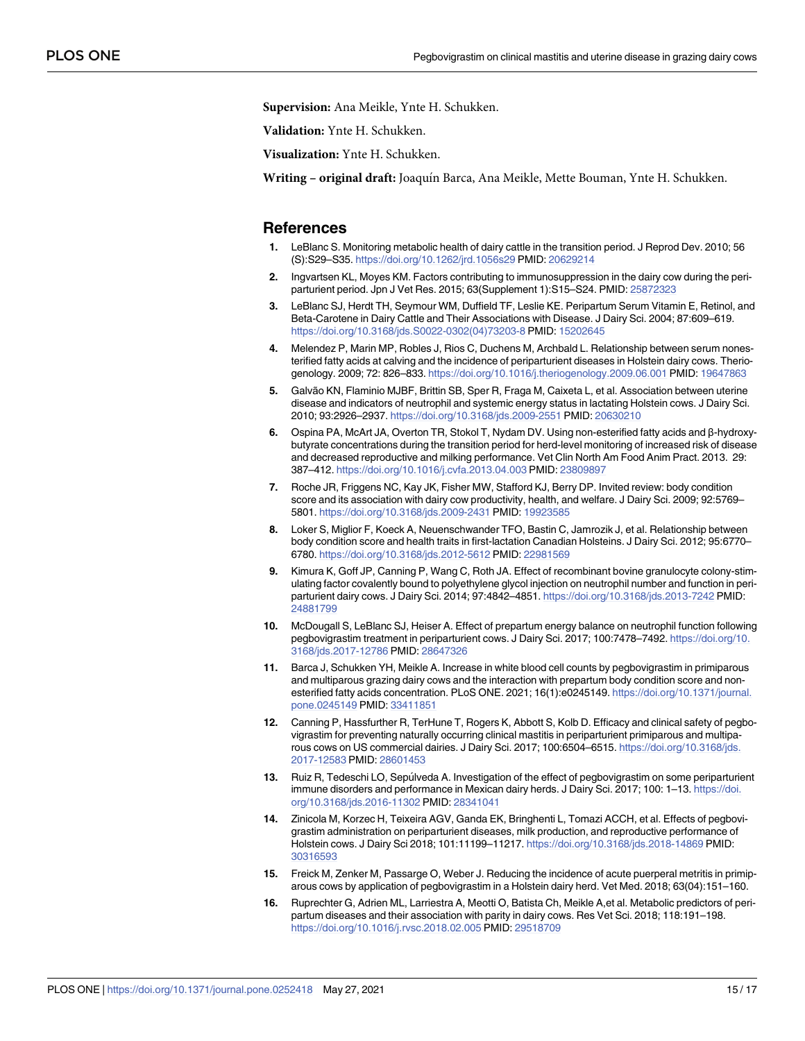**Supervision:** Ana Meikle, Ynte H. Schukken.

**Validation:** Ynte H. Schukken.

**Visualization:** Ynte H. Schukken.

**Writing – original draft:** Joaquín Barca, Ana Meikle, Mette Bouman, Ynte H. Schukken.

## References

1. LeBlanc S. Monitoring metabolic health of dairy cattle in the transition period. J Reprod Dev. 2010; 56 (S):S29–S35. https://doi.org/10.1262/jrd.1056s29 PMID: 20629214
2. Ingvartsen KL, Moyes KM. Factors contributing to immunosuppression in the dairy cow during the periparturient period. Jpn J Vet Res. 2015; 63(Supplement 1):S15–S24. PMID: 25872323
3. LeBlanc SJ, Herdt TH, Seymour WM, Duffield TF, Leslie KE. Peripartum Serum Vitamin E, Retinol, and Beta-Carotene in Dairy Cattle and Their Associations with Disease. J Dairy Sci. 2004; 87:609–619. https://doi.org/10.3168/jds.S0022-0302(04)73203-8 PMID: 15202645
4. Melendez P, Marin MP, Robles J, Rios C, Duchens M, Archbald L. Relationship between serum nonesterified fatty acids at calving and the incidence of periparturient diseases in Holstein dairy cows. Theriogenology. 2009; 72: 826–833. https://doi.org/10.1016/j.theriogenology.2009.06.001 PMID: 19647863
5. Galvão KN, Flaminio MJBF, Brittin SB, Sper R, Fraga M, Caixeta L, et al. Association between uterine disease and indicators of neutrophil and systemic energy status in lactating Holstein cows. J Dairy Sci. 2010; 93:2926–2937. https://doi.org/10.3168/jds.2009-2551 PMID: 20630210
6. Ospina PA, McArt JA, Overton TR, Stokol T, Nydam DV. Using non-esterified fatty acids and β-hydroxybutyrate concentrations during the transition period for herd-level monitoring of increased risk of disease and decreased reproductive and milking performance. Vet Clin North Am Food Anim Pract. 2013. 29: 387–412. https://doi.org/10.1016/j.cvfa.2013.04.003 PMID: 23809897
7. Roche JR, Friggens NC, Kay JK, Fisher MW, Stafford KJ, Berry DP. Invited review: body condition score and its association with dairy cow productivity, health, and welfare. J Dairy Sci. 2009; 92:5769–5801. https://doi.org/10.3168/jds.2009-2431 PMID: 19923585
8. Loker S, Miglior F, Koeck A, Neuenschwander TFO, Bastin C, Jamrozik J, et al. Relationship between body condition score and health traits in first-lactation Canadian Holsteins. J Dairy Sci. 2012; 95:6770–6780. https://doi.org/10.3168/jds.2012-5612 PMID: 22981569
9. Kimura K, Goff JP, Canning P, Wang C, Roth JA. Effect of recombinant bovine granulocyte colony-stimulating factor covalently bound to polyethylene glycol injection on neutrophil number and function in periparturient dairy cows. J Dairy Sci. 2014; 97:4842–4851. https://doi.org/10.3168/jds.2013-7242 PMID: 24881799
10. McDougall S, LeBlanc SJ, Heiser A. Effect of prepartum energy balance on neutrophil function following pegbovigrastim treatment in periparturient cows. J Dairy Sci. 2017; 100:7478–7492. https://doi.org/10.3168/jds.2017-12786 PMID: 28647326
11. Barca J, Schukken YH, Meikle A. Increase in white blood cell counts by pegbovigrastim in primiparous and multiparous grazing dairy cows and the interaction with prepartum body condition score and non-esterified fatty acids concentration. PLoS ONE. 2021; 16(1):e0245149. https://doi.org/10.1371/journal.pone.0245149 PMID: 33411851
12. Canning P, Hassfurther R, TerHune T, Rogers K, Abbott S, Kolb D. Efficacy and clinical safety of pegbovigrastim for preventing naturally occurring clinical mastitis in periparturient primiparous and multiparous cows on US commercial dairies. J Dairy Sci. 2017; 100:6504–6515. https://doi.org/10.3168/jds.2017-12583 PMID: 28601453
13. Ruiz R, Tedeschi LO, Sepúlveda A. Investigation of the effect of pegbovigrastim on some periparturient immune disorders and performance in Mexican dairy herds. J Dairy Sci. 2017; 100: 1–13. https://doi.org/10.3168/jds.2016-11302 PMID: 28341041
14. Zinicola M, Korzec H, Teixeira AGV, Ganda EK, Bringhenti L, Tomazi ACCH, et al. Effects of pegbovigrastim administration on periparturient diseases, milk production, and reproductive performance of Holstein cows. J Dairy Sci 2018; 101:11199–11217. https://doi.org/10.3168/jds.2018-14869 PMID: 30316593
15. Freick M, Zenker M, Passarge O, Weber J. Reducing the incidence of acute puerperal metritis in primiparous cows by application of pegbovigrastim in a Holstein dairy herd. Vet Med. 2018; 63(04):151–160.
16. Ruprechter G, Adrien ML, Larriestra A, Meotti O, Batista Ch, Meikle A,et al. Metabolic predictors of peripartum diseases and their association with parity in dairy cows. Res Vet Sci. 2018; 118:191–198. https://doi.org/10.1016/j.rvsc.2018.02.005 PMID: 29518709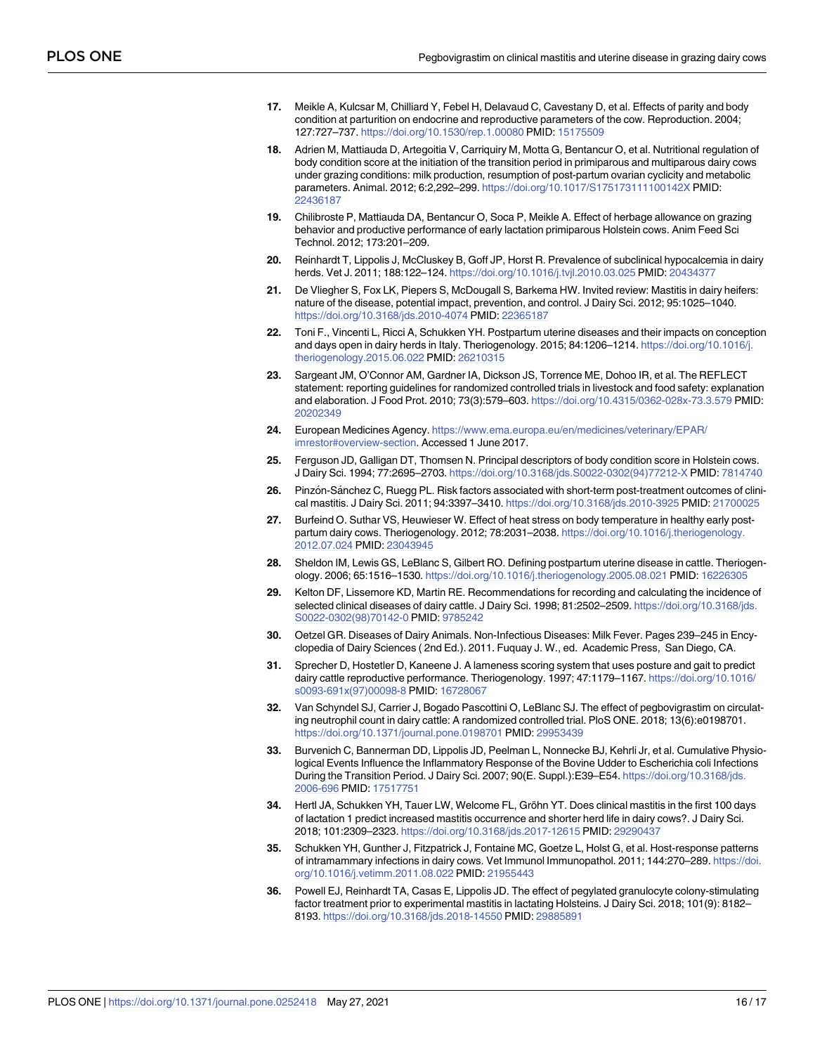17. Meikle A, Kulcsar M, Chilliard Y, Febel H, Delavaud C, Cavestany D, et al. Effects of parity and body condition at parturition on endocrine and reproductive parameters of the cow. Reproduction. 2004; 127:727–737. https://doi.org/10.1530/rep.1.00080 PMID: 15175509

18. Adrien M, Mattiauda D, Artegoitia V, Carriquiry M, Motta G, Bentancur O, et al. Nutritional regulation of body condition score at the initiation of the transition period in primiparous and multiparous dairy cows under grazing conditions: milk production, resumption of post-partum ovarian cyclicity and metabolic parameters. Animal. 2012; 6:2,292–299. https://doi.org/10.1017/S175173111100142X PMID: 22436187

19. Chilibroste P, Mattiauda DA, Bentancur O, Soca P, Meikle A. Effect of herbage allowance on grazing behavior and productive performance of early lactation primiparous Holstein cows. Anim Feed Sci Technol. 2012; 173:201–209.

20. Reinhardt T, Lippolis J, McCluskey B, Goff JP, Horst R. Prevalence of subclinical hypocalcemia in dairy herds. Vet J. 2011; 188:122–124. https://doi.org/10.1016/j.tvjl.2010.03.025 PMID: 20434377

21. De Vliegher S, Fox LK, Piepers S, McDougall S, Barkema HW. Invited review: Mastitis in dairy heifers: nature of the disease, potential impact, prevention, and control. J Dairy Sci. 2012; 95:1025–1040. https://doi.org/10.3168/jds.2010-4074 PMID: 22365187

22. Toni F., Vincenti L, Ricci A, Schukken YH. Postpartum uterine diseases and their impacts on conception and days open in dairy herds in Italy. Theriogenology. 2015; 84:1206–1214. https://doi.org/10.1016/j.theriogenology.2015.06.022 PMID: 26210315

23. Sargeant JM, O'Connor AM, Gardner IA, Dickson JS, Torrence ME, Dohoo IR, et al. The REFLECT statement: reporting guidelines for randomized controlled trials in livestock and food safety: explanation and elaboration. J Food Prot. 2010; 73(3):579–603. https://doi.org/10.4315/0362-028x-73.3.579 PMID: 20202349

24. European Medicines Agency. https://www.ema.europa.eu/en/medicines/veterinary/EPAR/imrestor#overview-section. Accessed 1 June 2017.

25. Ferguson JD, Galligan DT, Thomsen N. Principal descriptors of body condition score in Holstein cows. J Dairy Sci. 1994; 77:2695–2703. https://doi.org/10.3168/jds.S0022-0302(94)77212-X PMID: 7814740

26. Pinzón-Sánchez C, Ruegg PL. Risk factors associated with short-term post-treatment outcomes of clinical mastitis. J Dairy Sci. 2011; 94:3397–3410. https://doi.org/10.3168/jds.2010-3925 PMID: 21700025

27. Burfeind O. Suthar VS, Heuwieser W. Effect of heat stress on body temperature in healthy early postpartum dairy cows. Theriogenology. 2012; 78:2031–2038. https://doi.org/10.1016/j.theriogenology.2012.07.024 PMID: 23043945

28. Sheldon IM, Lewis GS, LeBlanc S, Gilbert RO. Defining postpartum uterine disease in cattle. Theriogenology. 2006; 65:1516–1530. https://doi.org/10.1016/j.theriogenology.2005.08.021 PMID: 16226305

29. Kelton DF, Lissemore KD, Martin RE. Recommendations for recording and calculating the incidence of selected clinical diseases of dairy cattle. J Dairy Sci. 1998; 81:2502–2509. https://doi.org/10.3168/jds.S0022-0302(98)70142-0 PMID: 9785242

30. Oetzel GR. Diseases of Dairy Animals. Non-Infectious Diseases: Milk Fever. Pages 239–245 in Encyclopedia of Dairy Sciences ( 2nd Ed.). 2011. Fuquay J. W., ed. Academic Press, San Diego, CA.

31. Sprecher D, Hostetler D, Kaneene J. A lameness scoring system that uses posture and gait to predict dairy cattle reproductive performance. Theriogenology. 1997; 47:1179–1167. https://doi.org/10.1016/s0093-691x(97)00098-8 PMID: 16728067

32. Van Schyndel SJ, Carrier J, Bogado Pascottini O, LeBlanc SJ. The effect of pegbovigrastim on circulating neutrophil count in dairy cattle: A randomized controlled trial. PloS ONE. 2018; 13(6):e0198701. https://doi.org/10.1371/journal.pone.0198701 PMID: 29953439

33. Burvenich C, Bannerman DD, Lippolis JD, Peelman L, Nonnecke BJ, Kehrli Jr, et al. Cumulative Physiological Events Influence the Inflammatory Response of the Bovine Udder to Escherichia coli Infections During the Transition Period. J Dairy Sci. 2007; 90(E. Suppl.):E39–E54. https://doi.org/10.3168/jds.2006-696 PMID: 17517751

34. Hertl JA, Schukken YH, Tauer LW, Welcome FL, Gröhn YT. Does clinical mastitis in the first 100 days of lactation 1 predict increased mastitis occurrence and shorter herd life in dairy cows?. J Dairy Sci. 2018; 101:2309–2323. https://doi.org/10.3168/jds.2017-12615 PMID: 29290437

35. Schukken YH, Gunther J, Fitzpatrick J, Fontaine MC, Goetze L, Holst G, et al. Host-response patterns of intramammary infections in dairy cows. Vet Immunol Immunopathol. 2011; 144:270–289. https://doi.org/10.1016/j.vetimm.2011.08.022 PMID: 21955443

36. Powell EJ, Reinhardt TA, Casas E, Lippolis JD. The effect of pegylated granulocyte colony-stimulating factor treatment prior to experimental mastitis in lactating Holsteins. J Dairy Sci. 2018; 101(9): 8182–8193. https://doi.org/10.3168/jds.2018-14550 PMID: 29885891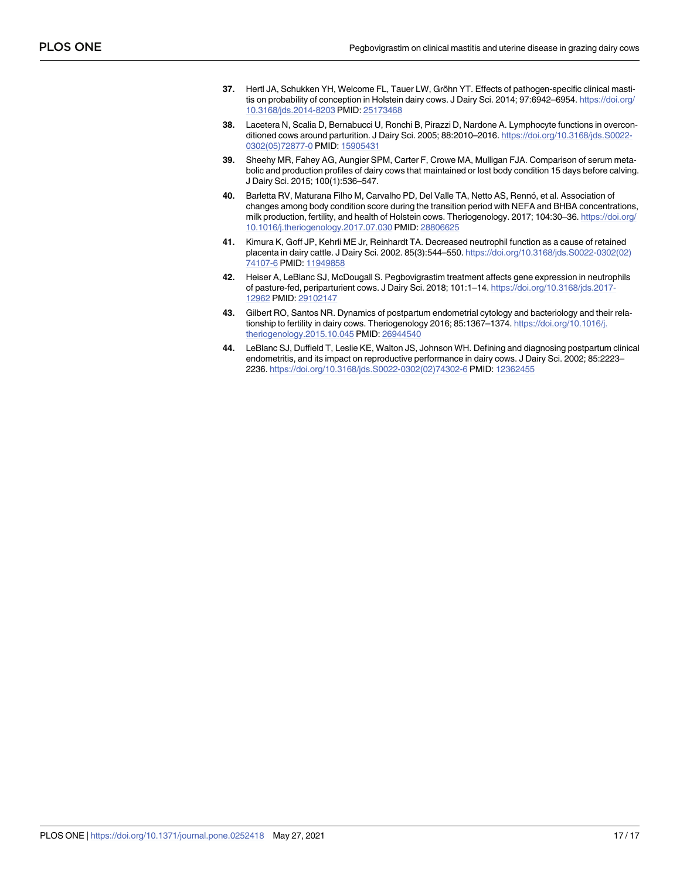37. Hertl JA, Schukken YH, Welcome FL, Tauer LW, Gröhn YT. Effects of pathogen-specific clinical mastitis on probability of conception in Holstein dairy cows. J Dairy Sci. 2014; 97:6942–6954. https://doi.org/10.3168/jds.2014-8203 PMID: 25173468

38. Lacetera N, Scalia D, Bernabucci U, Ronchi B, Pirazzi D, Nardone A. Lymphocyte functions in overconditioned cows around parturition. J Dairy Sci. 2005; 88:2010–2016. https://doi.org/10.3168/jds.S0022-0302(05)72877-0 PMID: 15905431

39. Sheehy MR, Fahey AG, Aungier SPM, Carter F, Crowe MA, Mulligan FJA. Comparison of serum metabolic and production profiles of dairy cows that maintained or lost body condition 15 days before calving. J Dairy Sci. 2015; 100(1):536–547.

40. Barletta RV, Maturana Filho M, Carvalho PD, Del Valle TA, Netto AS, Rennó, et al. Association of changes among body condition score during the transition period with NEFA and BHBA concentrations, milk production, fertility, and health of Holstein cows. Theriogenology. 2017; 104:30–36. https://doi.org/10.1016/j.theriogenology.2017.07.030 PMID: 28806625

41. Kimura K, Goff JP, Kehrli ME Jr, Reinhardt TA. Decreased neutrophil function as a cause of retained placenta in dairy cattle. J Dairy Sci. 2002. 85(3):544–550. https://doi.org/10.3168/jds.S0022-0302(02)74107-6 PMID: 11949858

42. Heiser A, LeBlanc SJ, McDougall S. Pegbovigrastim treatment affects gene expression in neutrophils of pasture-fed, periparturient cows. J Dairy Sci. 2018; 101:1–14. https://doi.org/10.3168/jds.2017-12962 PMID: 29102147

43. Gilbert RO, Santos NR. Dynamics of postpartum endometrial cytology and bacteriology and their relationship to fertility in dairy cows. Theriogenology 2016; 85:1367–1374. https://doi.org/10.1016/j.theriogenology.2015.10.045 PMID: 26944540

44. LeBlanc SJ, Duffield T, Leslie KE, Walton JS, Johnson WH. Defining and diagnosing postpartum clinical endometritis, and its impact on reproductive performance in dairy cows. J Dairy Sci. 2002; 85:2223–2236. https://doi.org/10.3168/jds.S0022-0302(02)74302-6 PMID: 12362455